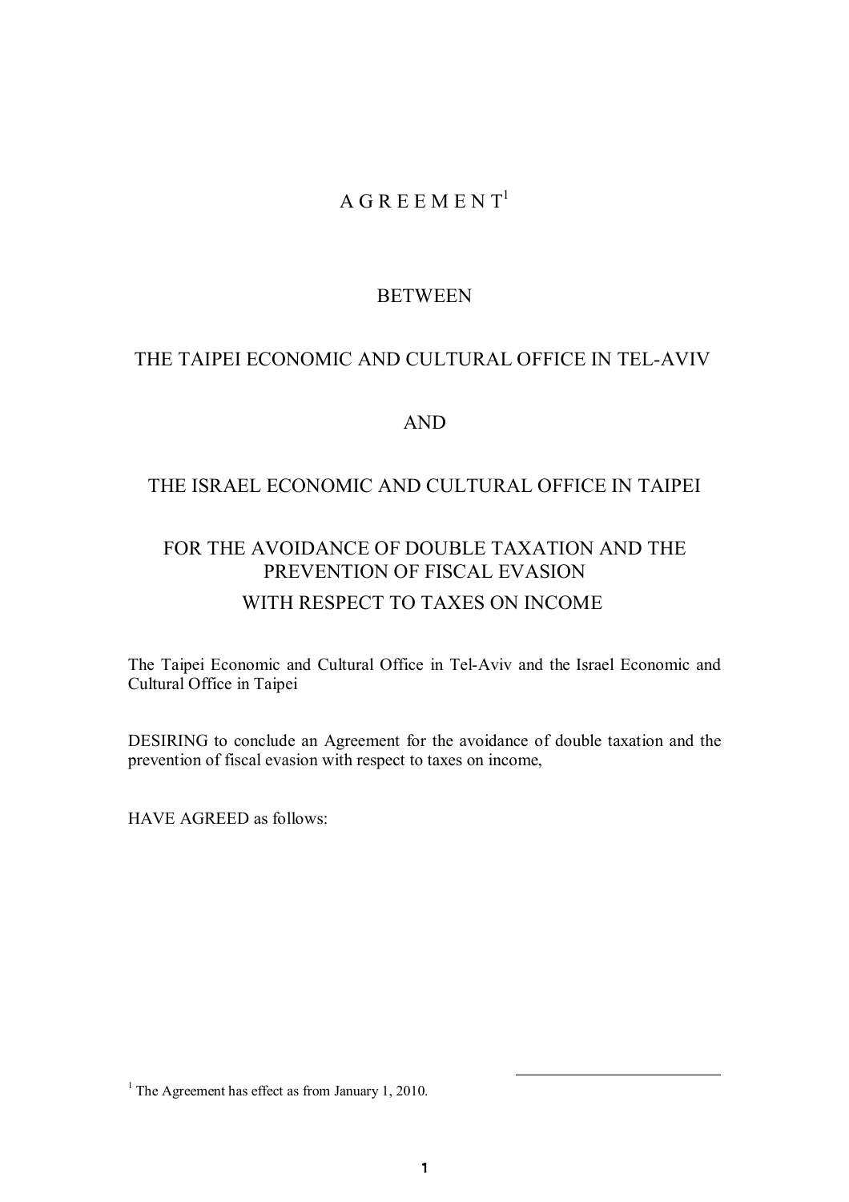# A G R E E M E N T[1]

## BETWEEN

## THE TAIPEI ECONOMIC AND CULTURAL OFFICE IN TEL-AVIV

## AND

## THE ISRAEL ECONOMIC AND CULTURAL OFFICE IN TAIPEI

## FOR THE AVOIDANCE OF DOUBLE TAXATION AND THE PREVENTION OF FISCAL EVASION WITH RESPECT TO TAXES ON INCOME

The Taipei Economic and Cultural Office in Tel-Aviv and the Israel Economic and Cultural Office in Taipei

DESIRING to conclude an Agreement for the avoidance of double taxation and the prevention of fiscal evasion with respect to taxes on income,

HAVE AGREED as follows:

[1] The Agreement has effect as from January 1, 2010.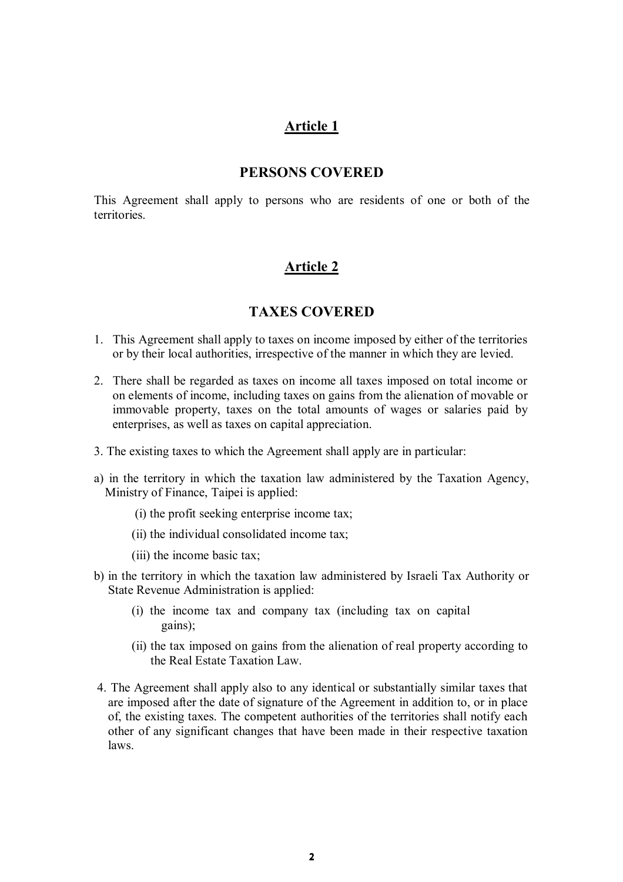## Article 1

## PERSONS COVERED

This Agreement shall apply to persons who are residents of one or both of the territories.

## Article 2

## TAXES COVERED

1. This Agreement shall apply to taxes on income imposed by either of the territories or by their local authorities, irrespective of the manner in which they are levied.

2. There shall be regarded as taxes on income all taxes imposed on total income or on elements of income, including taxes on gains from the alienation of movable or immovable property, taxes on the total amounts of wages or salaries paid by enterprises, as well as taxes on capital appreciation.

3. The existing taxes to which the Agreement shall apply are in particular:

a) in the territory in which the taxation law administered by the Taxation Agency, Ministry of Finance, Taipei is applied:

   (i) the profit seeking enterprise income tax;

   (ii) the individual consolidated income tax;

   (iii) the income basic tax;

b) in the territory in which the taxation law administered by Israeli Tax Authority or State Revenue Administration is applied:

   (i) the income tax and company tax (including tax on capital gains);

   (ii) the tax imposed on gains from the alienation of real property according to the Real Estate Taxation Law.

4. The Agreement shall apply also to any identical or substantially similar taxes that are imposed after the date of signature of the Agreement in addition to, or in place of, the existing taxes. The competent authorities of the territories shall notify each other of any significant changes that have been made in their respective taxation laws.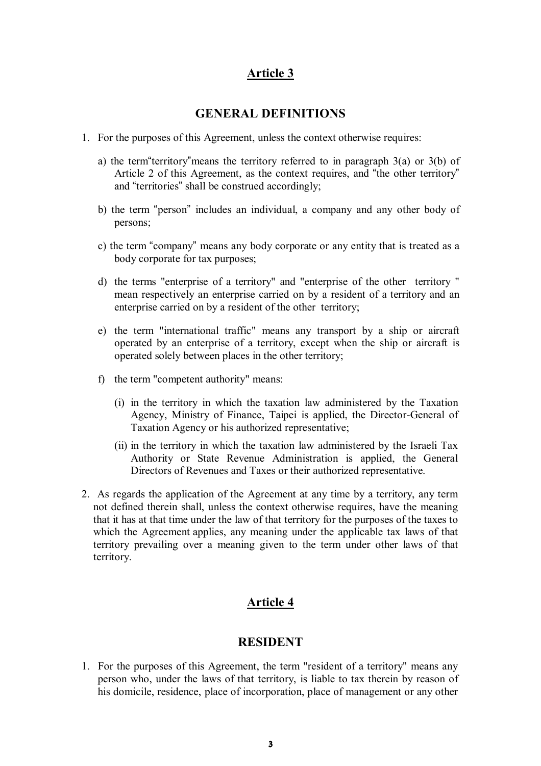## Article 3

## GENERAL DEFINITIONS

1. For the purposes of this Agreement, unless the context otherwise requires:

   a) the term"territory"means the territory referred to in paragraph 3(a) or 3(b) of Article 2 of this Agreement, as the context requires, and "the other territory" and "territories" shall be construed accordingly;

   b) the term "person" includes an individual, a company and any other body of persons;

   c) the term "company" means any body corporate or any entity that is treated as a body corporate for tax purposes;

   d) the terms "enterprise of a territory" and "enterprise of the other territory " mean respectively an enterprise carried on by a resident of a territory and an enterprise carried on by a resident of the other territory;

   e) the term "international traffic" means any transport by a ship or aircraft operated by an enterprise of a territory, except when the ship or aircraft is operated solely between places in the other territory;

   f) the term "competent authority" means:

      (i) in the territory in which the taxation law administered by the Taxation Agency, Ministry of Finance, Taipei is applied, the Director-General of Taxation Agency or his authorized representative;

      (ii) in the territory in which the taxation law administered by the Israeli Tax Authority or State Revenue Administration is applied, the General Directors of Revenues and Taxes or their authorized representative.

2. As regards the application of the Agreement at any time by a territory, any term not defined therein shall, unless the context otherwise requires, have the meaning that it has at that time under the law of that territory for the purposes of the taxes to which the Agreement applies, any meaning under the applicable tax laws of that territory prevailing over a meaning given to the term under other laws of that territory.

## Article 4

## RESIDENT

1. For the purposes of this Agreement, the term "resident of a territory" means any person who, under the laws of that territory, is liable to tax therein by reason of his domicile, residence, place of incorporation, place of management or any other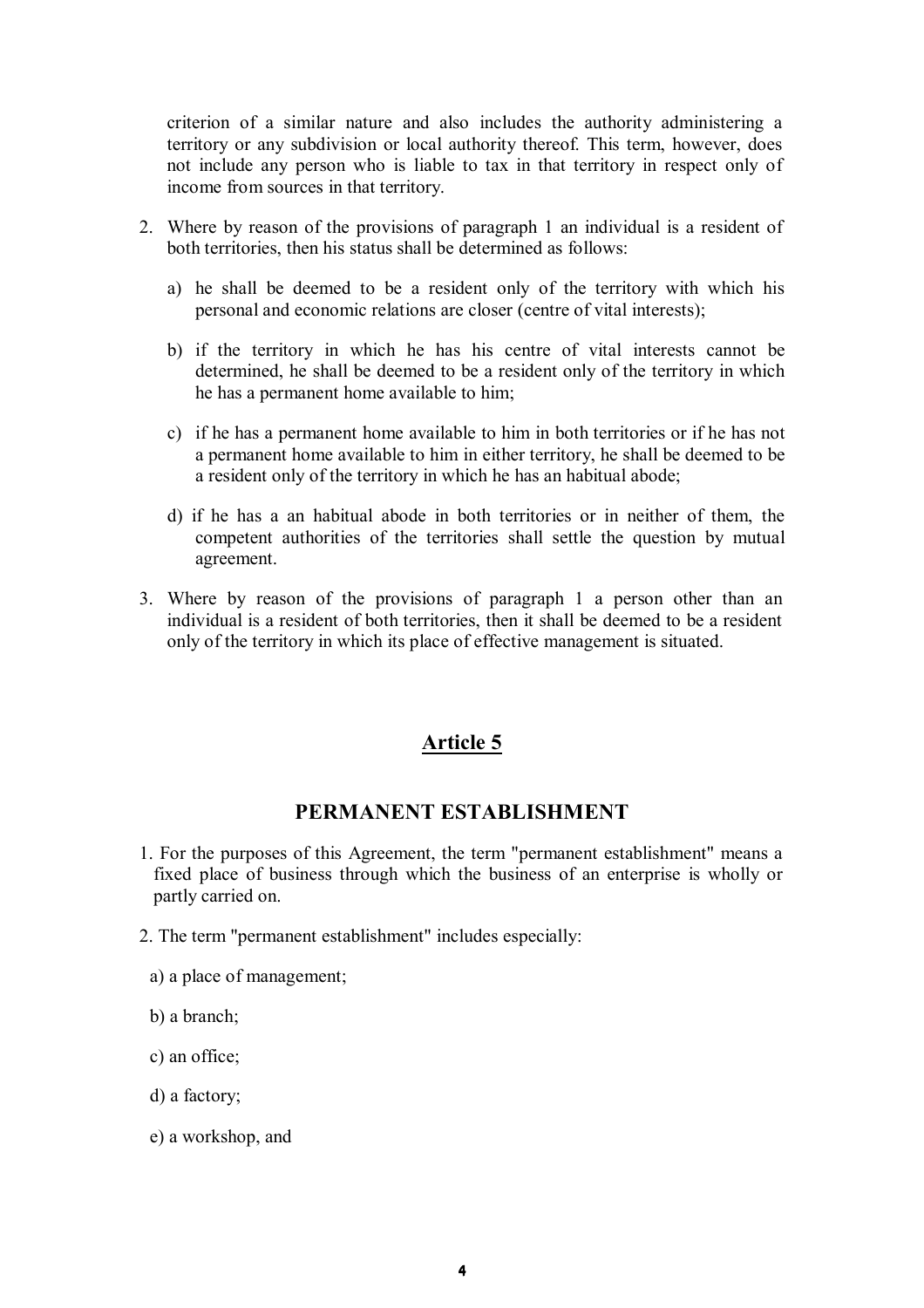criterion of a similar nature and also includes the authority administering a territory or any subdivision or local authority thereof. This term, however, does not include any person who is liable to tax in that territory in respect only of income from sources in that territory.

2. Where by reason of the provisions of paragraph 1 an individual is a resident of both territories, then his status shall be determined as follows:

   a) he shall be deemed to be a resident only of the territory with which his personal and economic relations are closer (centre of vital interests);

   b) if the territory in which he has his centre of vital interests cannot be determined, he shall be deemed to be a resident only of the territory in which he has a permanent home available to him;

   c) if he has a permanent home available to him in both territories or if he has not a permanent home available to him in either territory, he shall be deemed to be a resident only of the territory in which he has an habitual abode;

   d) if he has a an habitual abode in both territories or in neither of them, the competent authorities of the territories shall settle the question by mutual agreement.

3. Where by reason of the provisions of paragraph 1 a person other than an individual is a resident of both territories, then it shall be deemed to be a resident only of the territory in which its place of effective management is situated.

## Article 5

## PERMANENT ESTABLISHMENT

1. For the purposes of this Agreement, the term "permanent establishment" means a fixed place of business through which the business of an enterprise is wholly or partly carried on.

2. The term "permanent establishment" includes especially:

   a) a place of management;

   b) a branch;

   c) an office;

   d) a factory;

   e) a workshop, and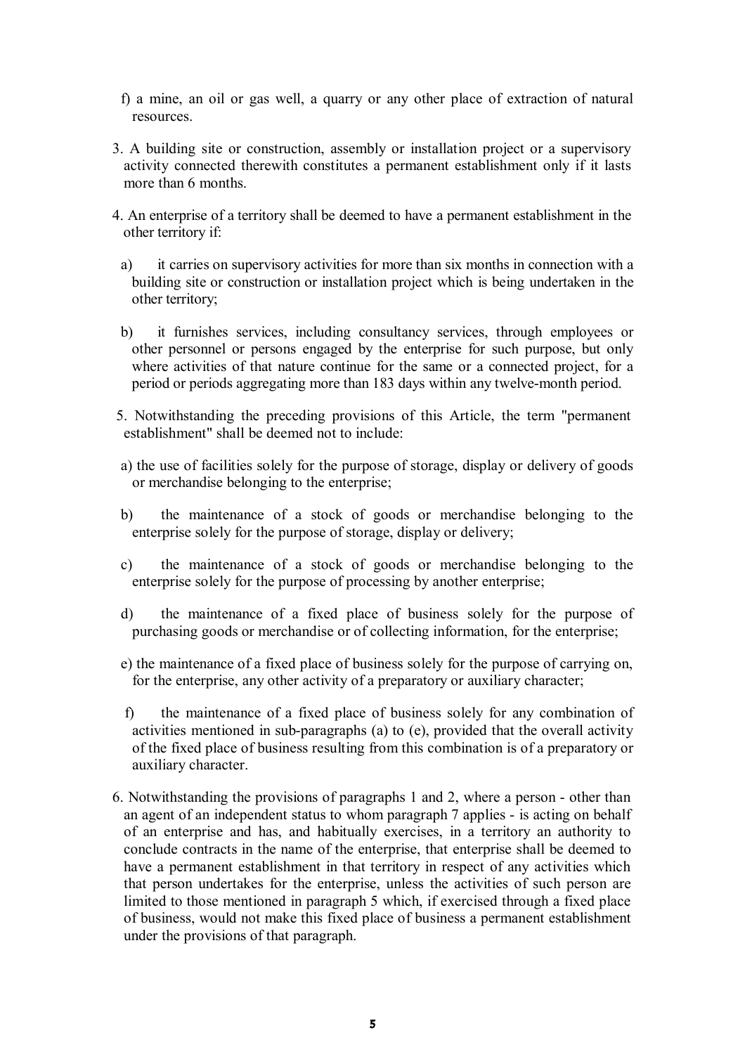f) a mine, an oil or gas well, a quarry or any other place of extraction of natural resources.

3. A building site or construction, assembly or installation project or a supervisory activity connected therewith constitutes a permanent establishment only if it lasts more than 6 months.

4. An enterprise of a territory shall be deemed to have a permanent establishment in the other territory if:

a) it carries on supervisory activities for more than six months in connection with a building site or construction or installation project which is being undertaken in the other territory;

b) it furnishes services, including consultancy services, through employees or other personnel or persons engaged by the enterprise for such purpose, but only where activities of that nature continue for the same or a connected project, for a period or periods aggregating more than 183 days within any twelve-month period.

5. Notwithstanding the preceding provisions of this Article, the term "permanent establishment" shall be deemed not to include:

a) the use of facilities solely for the purpose of storage, display or delivery of goods or merchandise belonging to the enterprise;

b) the maintenance of a stock of goods or merchandise belonging to the enterprise solely for the purpose of storage, display or delivery;

c) the maintenance of a stock of goods or merchandise belonging to the enterprise solely for the purpose of processing by another enterprise;

d) the maintenance of a fixed place of business solely for the purpose of purchasing goods or merchandise or of collecting information, for the enterprise;

e) the maintenance of a fixed place of business solely for the purpose of carrying on, for the enterprise, any other activity of a preparatory or auxiliary character;

f) the maintenance of a fixed place of business solely for any combination of activities mentioned in sub-paragraphs (a) to (e), provided that the overall activity of the fixed place of business resulting from this combination is of a preparatory or auxiliary character.

6. Notwithstanding the provisions of paragraphs 1 and 2, where a person - other than an agent of an independent status to whom paragraph 7 applies - is acting on behalf of an enterprise and has, and habitually exercises, in a territory an authority to conclude contracts in the name of the enterprise, that enterprise shall be deemed to have a permanent establishment in that territory in respect of any activities which that person undertakes for the enterprise, unless the activities of such person are limited to those mentioned in paragraph 5 which, if exercised through a fixed place of business, would not make this fixed place of business a permanent establishment under the provisions of that paragraph.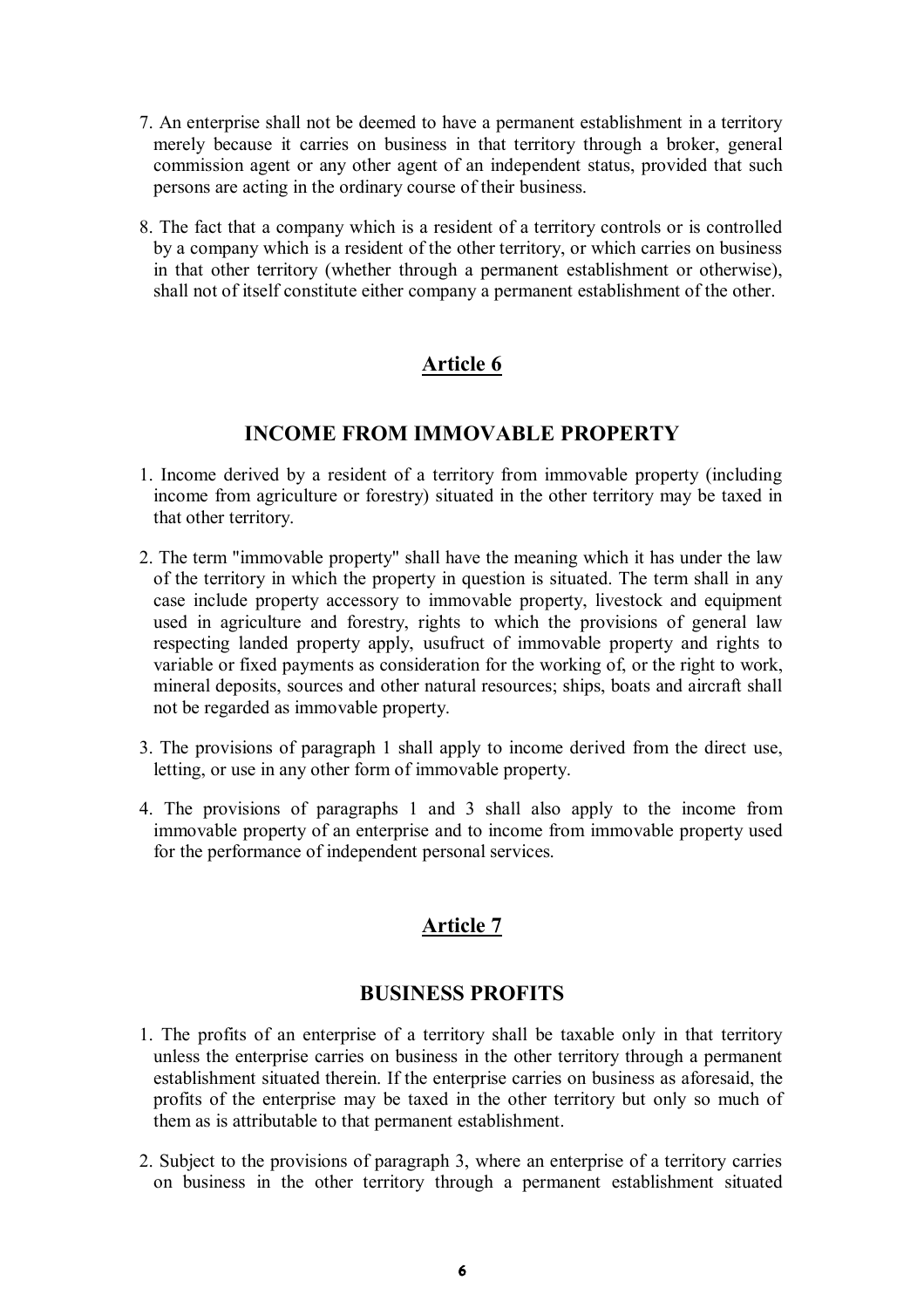7. An enterprise shall not be deemed to have a permanent establishment in a territory merely because it carries on business in that territory through a broker, general commission agent or any other agent of an independent status, provided that such persons are acting in the ordinary course of their business.

8. The fact that a company which is a resident of a territory controls or is controlled by a company which is a resident of the other territory, or which carries on business in that other territory (whether through a permanent establishment or otherwise), shall not of itself constitute either company a permanent establishment of the other.

## Article 6

### INCOME FROM IMMOVABLE PROPERTY

1. Income derived by a resident of a territory from immovable property (including income from agriculture or forestry) situated in the other territory may be taxed in that other territory.

2. The term "immovable property" shall have the meaning which it has under the law of the territory in which the property in question is situated. The term shall in any case include property accessory to immovable property, livestock and equipment used in agriculture and forestry, rights to which the provisions of general law respecting landed property apply, usufruct of immovable property and rights to variable or fixed payments as consideration for the working of, or the right to work, mineral deposits, sources and other natural resources; ships, boats and aircraft shall not be regarded as immovable property.

3. The provisions of paragraph 1 shall apply to income derived from the direct use, letting, or use in any other form of immovable property.

4. The provisions of paragraphs 1 and 3 shall also apply to the income from immovable property of an enterprise and to income from immovable property used for the performance of independent personal services.

## Article 7

### BUSINESS PROFITS

1. The profits of an enterprise of a territory shall be taxable only in that territory unless the enterprise carries on business in the other territory through a permanent establishment situated therein. If the enterprise carries on business as aforesaid, the profits of the enterprise may be taxed in the other territory but only so much of them as is attributable to that permanent establishment.

2. Subject to the provisions of paragraph 3, where an enterprise of a territory carries on business in the other territory through a permanent establishment situated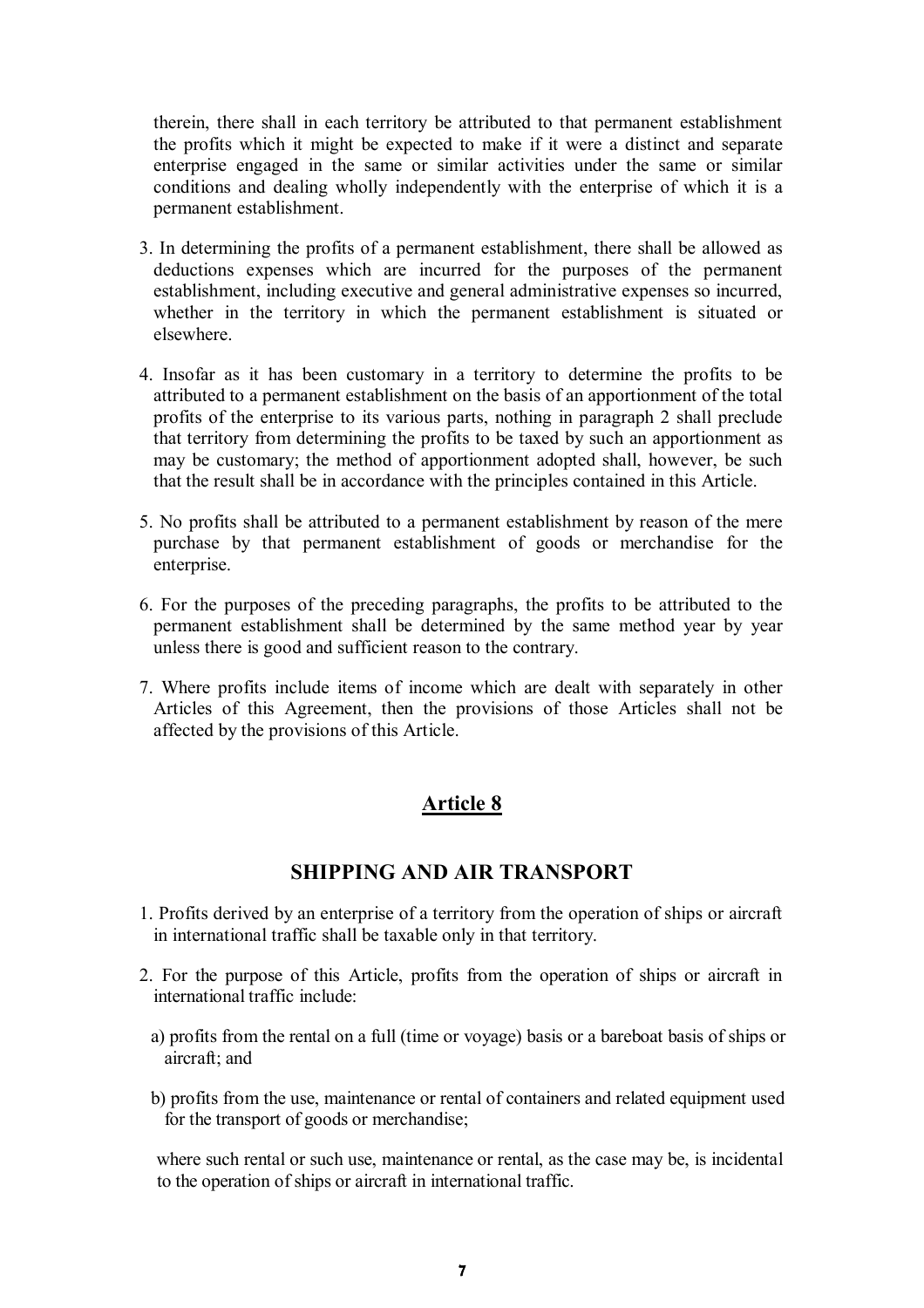therein, there shall in each territory be attributed to that permanent establishment the profits which it might be expected to make if it were a distinct and separate enterprise engaged in the same or similar activities under the same or similar conditions and dealing wholly independently with the enterprise of which it is a permanent establishment.

3. In determining the profits of a permanent establishment, there shall be allowed as deductions expenses which are incurred for the purposes of the permanent establishment, including executive and general administrative expenses so incurred, whether in the territory in which the permanent establishment is situated or elsewhere.

4. Insofar as it has been customary in a territory to determine the profits to be attributed to a permanent establishment on the basis of an apportionment of the total profits of the enterprise to its various parts, nothing in paragraph 2 shall preclude that territory from determining the profits to be taxed by such an apportionment as may be customary; the method of apportionment adopted shall, however, be such that the result shall be in accordance with the principles contained in this Article.

5. No profits shall be attributed to a permanent establishment by reason of the mere purchase by that permanent establishment of goods or merchandise for the enterprise.

6. For the purposes of the preceding paragraphs, the profits to be attributed to the permanent establishment shall be determined by the same method year by year unless there is good and sufficient reason to the contrary.

7. Where profits include items of income which are dealt with separately in other Articles of this Agreement, then the provisions of those Articles shall not be affected by the provisions of this Article.

## Article 8

## SHIPPING AND AIR TRANSPORT

1. Profits derived by an enterprise of a territory from the operation of ships or aircraft in international traffic shall be taxable only in that territory.

2. For the purpose of this Article, profits from the operation of ships or aircraft in international traffic include:

   a) profits from the rental on a full (time or voyage) basis or a bareboat basis of ships or aircraft; and

   b) profits from the use, maintenance or rental of containers and related equipment used for the transport of goods or merchandise;

   where such rental or such use, maintenance or rental, as the case may be, is incidental to the operation of ships or aircraft in international traffic.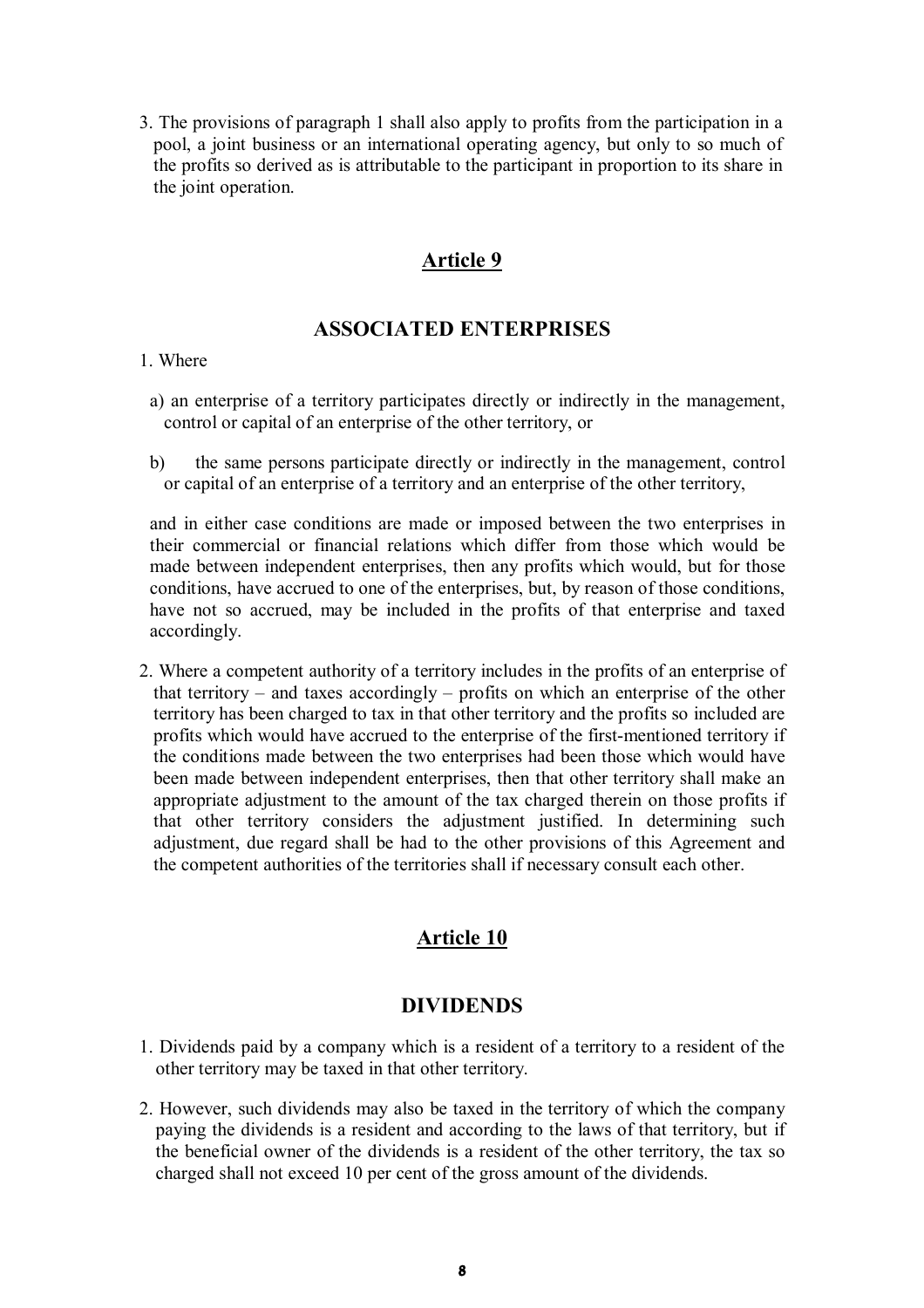3. The provisions of paragraph 1 shall also apply to profits from the participation in a pool, a joint business or an international operating agency, but only to so much of the profits so derived as is attributable to the participant in proportion to its share in the joint operation.

## Article 9

## ASSOCIATED ENTERPRISES

1. Where

   a) an enterprise of a territory participates directly or indirectly in the management, control or capital of an enterprise of the other territory, or

   b) the same persons participate directly or indirectly in the management, control or capital of an enterprise of a territory and an enterprise of the other territory,

   and in either case conditions are made or imposed between the two enterprises in their commercial or financial relations which differ from those which would be made between independent enterprises, then any profits which would, but for those conditions, have accrued to one of the enterprises, but, by reason of those conditions, have not so accrued, may be included in the profits of that enterprise and taxed accordingly.

2. Where a competent authority of a territory includes in the profits of an enterprise of that territory – and taxes accordingly – profits on which an enterprise of the other territory has been charged to tax in that other territory and the profits so included are profits which would have accrued to the enterprise of the first-mentioned territory if the conditions made between the two enterprises had been those which would have been made between independent enterprises, then that other territory shall make an appropriate adjustment to the amount of the tax charged therein on those profits if that other territory considers the adjustment justified. In determining such adjustment, due regard shall be had to the other provisions of this Agreement and the competent authorities of the territories shall if necessary consult each other.

## Article 10

## DIVIDENDS

1. Dividends paid by a company which is a resident of a territory to a resident of the other territory may be taxed in that other territory.

2. However, such dividends may also be taxed in the territory of which the company paying the dividends is a resident and according to the laws of that territory, but if the beneficial owner of the dividends is a resident of the other territory, the tax so charged shall not exceed 10 per cent of the gross amount of the dividends.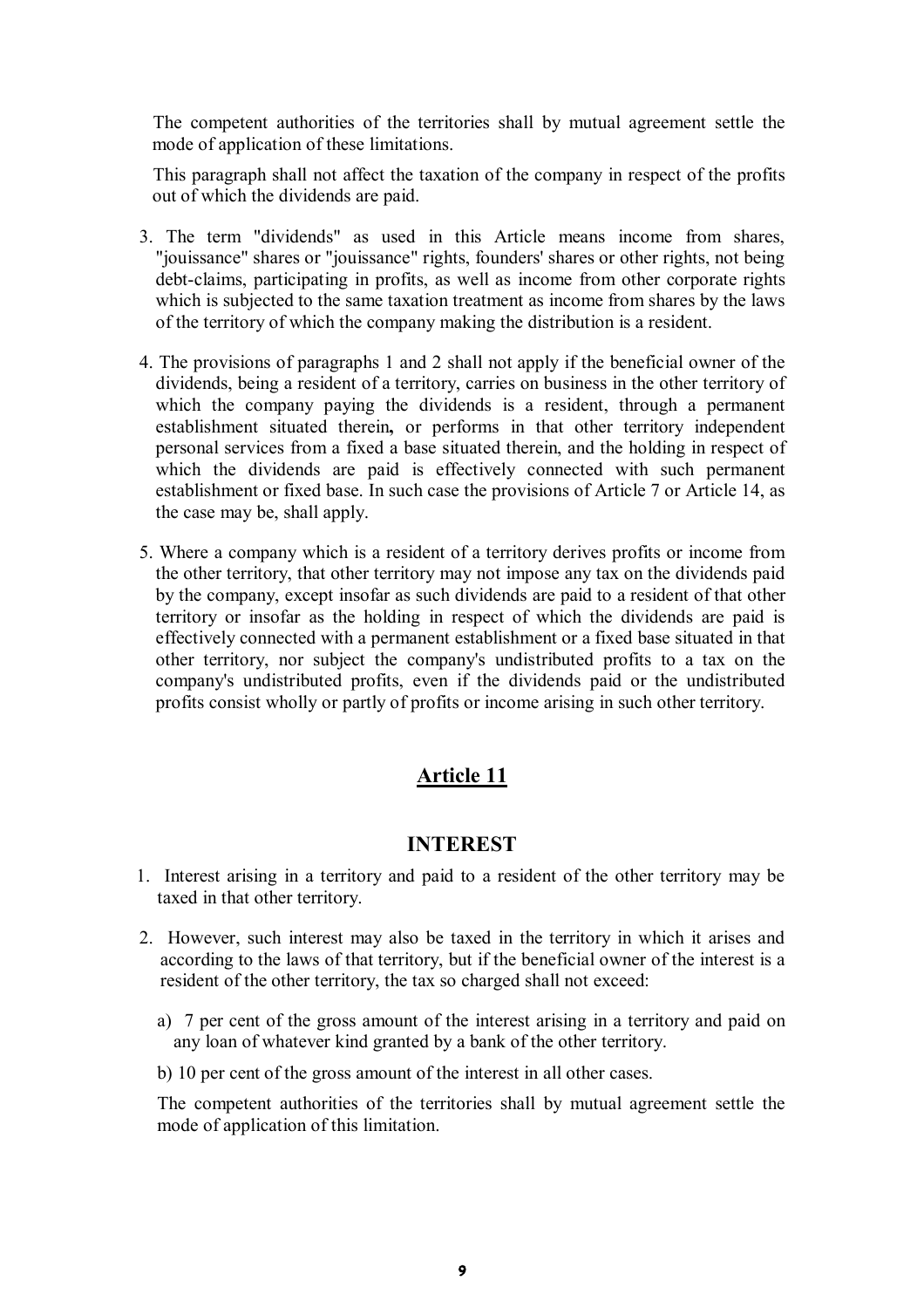The competent authorities of the territories shall by mutual agreement settle the mode of application of these limitations.

This paragraph shall not affect the taxation of the company in respect of the profits out of which the dividends are paid.

3. The term "dividends" as used in this Article means income from shares, "jouissance" shares or "jouissance" rights, founders' shares or other rights, not being debt-claims, participating in profits, as well as income from other corporate rights which is subjected to the same taxation treatment as income from shares by the laws of the territory of which the company making the distribution is a resident.

4. The provisions of paragraphs 1 and 2 shall not apply if the beneficial owner of the dividends, being a resident of a territory, carries on business in the other territory of which the company paying the dividends is a resident, through a permanent establishment situated therein**,** or performs in that other territory independent personal services from a fixed a base situated therein, and the holding in respect of which the dividends are paid is effectively connected with such permanent establishment or fixed base. In such case the provisions of Article 7 or Article 14, as the case may be, shall apply.

5. Where a company which is a resident of a territory derives profits or income from the other territory, that other territory may not impose any tax on the dividends paid by the company, except insofar as such dividends are paid to a resident of that other territory or insofar as the holding in respect of which the dividends are paid is effectively connected with a permanent establishment or a fixed base situated in that other territory, nor subject the company's undistributed profits to a tax on the company's undistributed profits, even if the dividends paid or the undistributed profits consist wholly or partly of profits or income arising in such other territory.

## Article 11

### INTEREST

1. Interest arising in a territory and paid to a resident of the other territory may be taxed in that other territory.

2. However, such interest may also be taxed in the territory in which it arises and according to the laws of that territory, but if the beneficial owner of the interest is a resident of the other territory, the tax so charged shall not exceed:

   a) 7 per cent of the gross amount of the interest arising in a territory and paid on any loan of whatever kind granted by a bank of the other territory.

   b) 10 per cent of the gross amount of the interest in all other cases.

   The competent authorities of the territories shall by mutual agreement settle the mode of application of this limitation.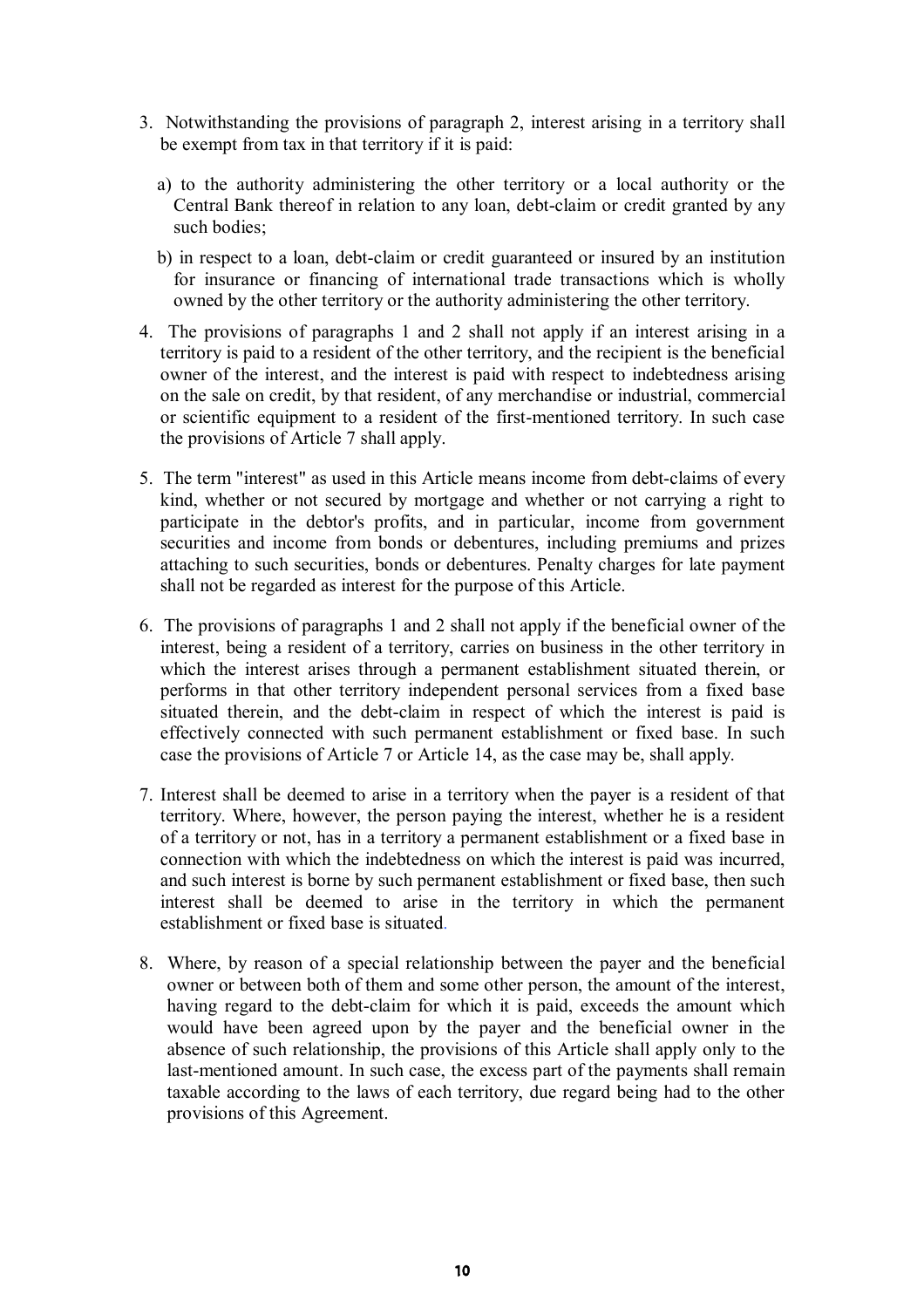3. Notwithstanding the provisions of paragraph 2, interest arising in a territory shall be exempt from tax in that territory if it is paid:

   a) to the authority administering the other territory or a local authority or the Central Bank thereof in relation to any loan, debt-claim or credit granted by any such bodies;

   b) in respect to a loan, debt-claim or credit guaranteed or insured by an institution for insurance or financing of international trade transactions which is wholly owned by the other territory or the authority administering the other territory.

4. The provisions of paragraphs 1 and 2 shall not apply if an interest arising in a territory is paid to a resident of the other territory, and the recipient is the beneficial owner of the interest, and the interest is paid with respect to indebtedness arising on the sale on credit, by that resident, of any merchandise or industrial, commercial or scientific equipment to a resident of the first-mentioned territory. In such case the provisions of Article 7 shall apply.

5. The term "interest" as used in this Article means income from debt-claims of every kind, whether or not secured by mortgage and whether or not carrying a right to participate in the debtor's profits, and in particular, income from government securities and income from bonds or debentures, including premiums and prizes attaching to such securities, bonds or debentures. Penalty charges for late payment shall not be regarded as interest for the purpose of this Article.

6. The provisions of paragraphs 1 and 2 shall not apply if the beneficial owner of the interest, being a resident of a territory, carries on business in the other territory in which the interest arises through a permanent establishment situated therein, or performs in that other territory independent personal services from a fixed base situated therein, and the debt-claim in respect of which the interest is paid is effectively connected with such permanent establishment or fixed base. In such case the provisions of Article 7 or Article 14, as the case may be, shall apply.

7. Interest shall be deemed to arise in a territory when the payer is a resident of that territory. Where, however, the person paying the interest, whether he is a resident of a territory or not, has in a territory a permanent establishment or a fixed base in connection with which the indebtedness on which the interest is paid was incurred, and such interest is borne by such permanent establishment or fixed base, then such interest shall be deemed to arise in the territory in which the permanent establishment or fixed base is situated.

8. Where, by reason of a special relationship between the payer and the beneficial owner or between both of them and some other person, the amount of the interest, having regard to the debt-claim for which it is paid, exceeds the amount which would have been agreed upon by the payer and the beneficial owner in the absence of such relationship, the provisions of this Article shall apply only to the last-mentioned amount. In such case, the excess part of the payments shall remain taxable according to the laws of each territory, due regard being had to the other provisions of this Agreement.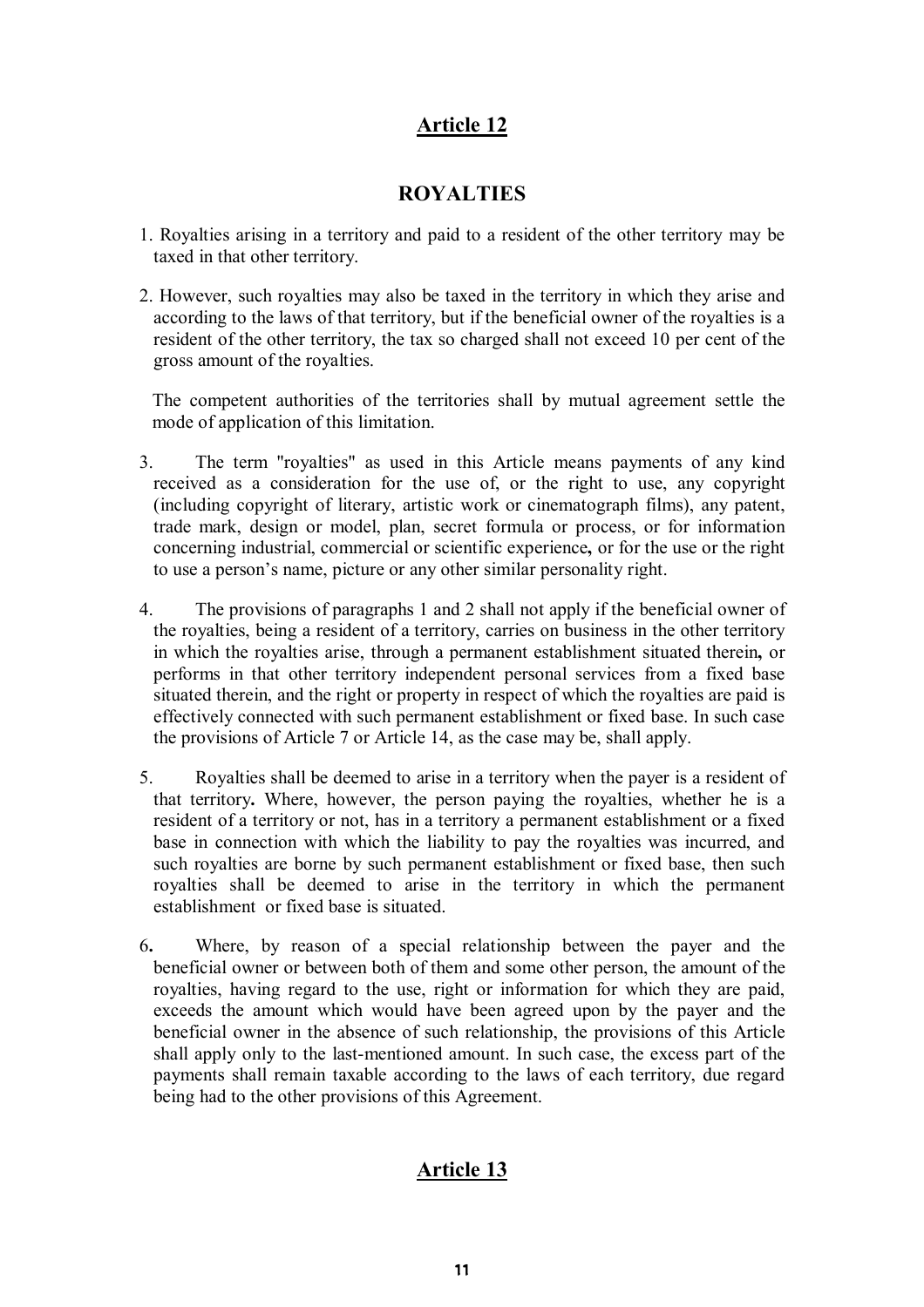## Article 12

## ROYALTIES

1. Royalties arising in a territory and paid to a resident of the other territory may be taxed in that other territory.

2. However, such royalties may also be taxed in the territory in which they arise and according to the laws of that territory, but if the beneficial owner of the royalties is a resident of the other territory, the tax so charged shall not exceed 10 per cent of the gross amount of the royalties.

   The competent authorities of the territories shall by mutual agreement settle the mode of application of this limitation.

3. The term "royalties" as used in this Article means payments of any kind received as a consideration for the use of, or the right to use, any copyright (including copyright of literary, artistic work or cinematograph films), any patent, trade mark, design or model, plan, secret formula or process, or for information concerning industrial, commercial or scientific experience**,** or for the use or the right to use a person's name, picture or any other similar personality right.

4. The provisions of paragraphs 1 and 2 shall not apply if the beneficial owner of the royalties, being a resident of a territory, carries on business in the other territory in which the royalties arise, through a permanent establishment situated therein**,** or performs in that other territory independent personal services from a fixed base situated therein, and the right or property in respect of which the royalties are paid is effectively connected with such permanent establishment or fixed base. In such case the provisions of Article 7 or Article 14, as the case may be, shall apply.

5. Royalties shall be deemed to arise in a territory when the payer is a resident of that territory**.** Where, however, the person paying the royalties, whether he is a resident of a territory or not, has in a territory a permanent establishment or a fixed base in connection with which the liability to pay the royalties was incurred, and such royalties are borne by such permanent establishment or fixed base, then such royalties shall be deemed to arise in the territory in which the permanent establishment or fixed base is situated.

6. Where, by reason of a special relationship between the payer and the beneficial owner or between both of them and some other person, the amount of the royalties, having regard to the use, right or information for which they are paid, exceeds the amount which would have been agreed upon by the payer and the beneficial owner in the absence of such relationship, the provisions of this Article shall apply only to the last-mentioned amount. In such case, the excess part of the payments shall remain taxable according to the laws of each territory, due regard being had to the other provisions of this Agreement.

## Article 13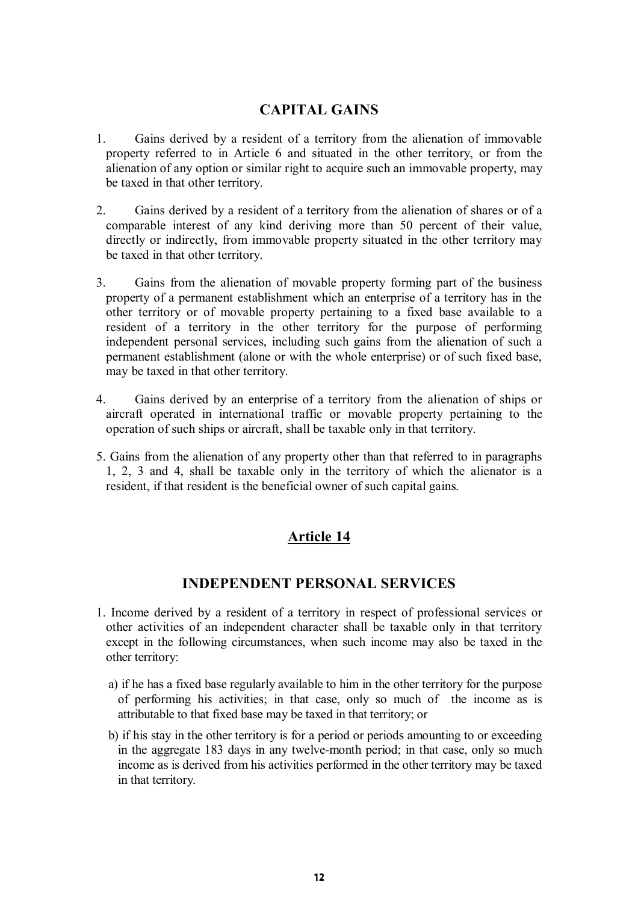## CAPITAL GAINS

1. Gains derived by a resident of a territory from the alienation of immovable property referred to in Article 6 and situated in the other territory, or from the alienation of any option or similar right to acquire such an immovable property, may be taxed in that other territory.

2. Gains derived by a resident of a territory from the alienation of shares or of a comparable interest of any kind deriving more than 50 percent of their value, directly or indirectly, from immovable property situated in the other territory may be taxed in that other territory.

3. Gains from the alienation of movable property forming part of the business property of a permanent establishment which an enterprise of a territory has in the other territory or of movable property pertaining to a fixed base available to a resident of a territory in the other territory for the purpose of performing independent personal services, including such gains from the alienation of such a permanent establishment (alone or with the whole enterprise) or of such fixed base, may be taxed in that other territory.

4. Gains derived by an enterprise of a territory from the alienation of ships or aircraft operated in international traffic or movable property pertaining to the operation of such ships or aircraft, shall be taxable only in that territory.

5. Gains from the alienation of any property other than that referred to in paragraphs 1, 2, 3 and 4, shall be taxable only in the territory of which the alienator is a resident, if that resident is the beneficial owner of such capital gains.

## Article 14

## INDEPENDENT PERSONAL SERVICES

1. Income derived by a resident of a territory in respect of professional services or other activities of an independent character shall be taxable only in that territory except in the following circumstances, when such income may also be taxed in the other territory:

   a) if he has a fixed base regularly available to him in the other territory for the purpose of performing his activities; in that case, only so much of the income as is attributable to that fixed base may be taxed in that territory; or

   b) if his stay in the other territory is for a period or periods amounting to or exceeding in the aggregate 183 days in any twelve-month period; in that case, only so much income as is derived from his activities performed in the other territory may be taxed in that territory.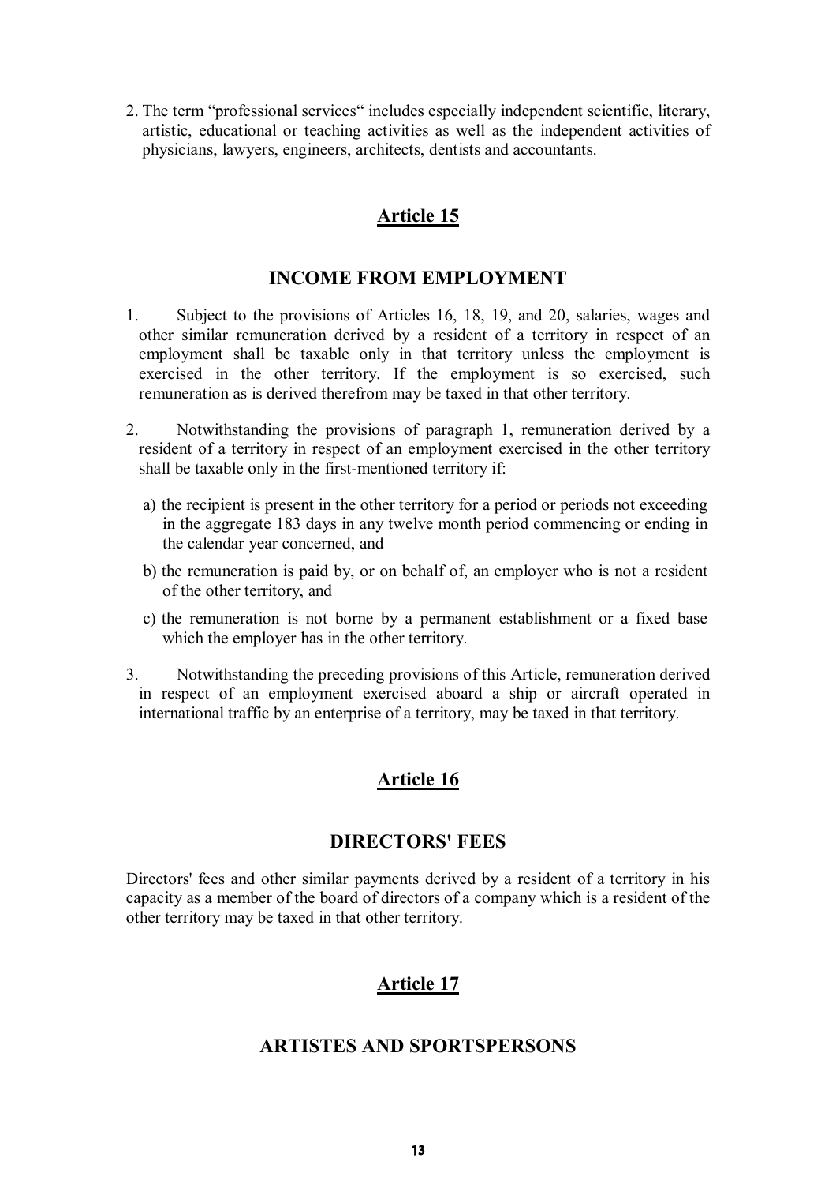2. The term “professional services“ includes especially independent scientific, literary, artistic, educational or teaching activities as well as the independent activities of physicians, lawyers, engineers, architects, dentists and accountants.

## Article 15

## INCOME FROM EMPLOYMENT

1. Subject to the provisions of Articles 16, 18, 19, and 20, salaries, wages and other similar remuneration derived by a resident of a territory in respect of an employment shall be taxable only in that territory unless the employment is exercised in the other territory. If the employment is so exercised, such remuneration as is derived therefrom may be taxed in that other territory.

2. Notwithstanding the provisions of paragraph 1, remuneration derived by a resident of a territory in respect of an employment exercised in the other territory shall be taxable only in the first-mentioned territory if:

   a) the recipient is present in the other territory for a period or periods not exceeding in the aggregate 183 days in any twelve month period commencing or ending in the calendar year concerned, and

   b) the remuneration is paid by, or on behalf of, an employer who is not a resident of the other territory, and

   c) the remuneration is not borne by a permanent establishment or a fixed base which the employer has in the other territory.

3. Notwithstanding the preceding provisions of this Article, remuneration derived in respect of an employment exercised aboard a ship or aircraft operated in international traffic by an enterprise of a territory, may be taxed in that territory.

## Article 16

## DIRECTORS' FEES

Directors' fees and other similar payments derived by a resident of a territory in his capacity as a member of the board of directors of a company which is a resident of the other territory may be taxed in that other territory.

## Article 17

## ARTISTES AND SPORTSPERSONS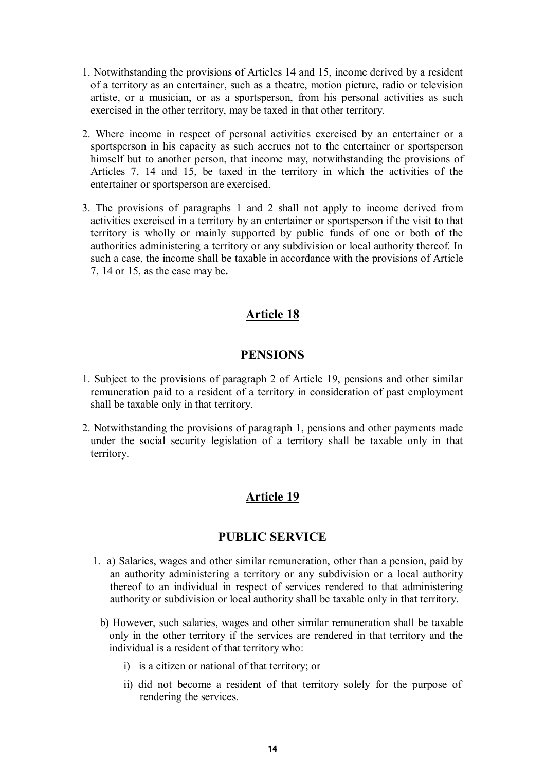1. Notwithstanding the provisions of Articles 14 and 15, income derived by a resident of a territory as an entertainer, such as a theatre, motion picture, radio or television artiste, or a musician, or as a sportsperson, from his personal activities as such exercised in the other territory, may be taxed in that other territory.

2. Where income in respect of personal activities exercised by an entertainer or a sportsperson in his capacity as such accrues not to the entertainer or sportsperson himself but to another person, that income may, notwithstanding the provisions of Articles 7, 14 and 15, be taxed in the territory in which the activities of the entertainer or sportsperson are exercised.

3. The provisions of paragraphs 1 and 2 shall not apply to income derived from activities exercised in a territory by an entertainer or sportsperson if the visit to that territory is wholly or mainly supported by public funds of one or both of the authorities administering a territory or any subdivision or local authority thereof. In such a case, the income shall be taxable in accordance with the provisions of Article 7, 14 or 15, as the case may be.

## Article 18

## PENSIONS

1. Subject to the provisions of paragraph 2 of Article 19, pensions and other similar remuneration paid to a resident of a territory in consideration of past employment shall be taxable only in that territory.

2. Notwithstanding the provisions of paragraph 1, pensions and other payments made under the social security legislation of a territory shall be taxable only in that territory.

## Article 19

## PUBLIC SERVICE

1. a) Salaries, wages and other similar remuneration, other than a pension, paid by an authority administering a territory or any subdivision or a local authority thereof to an individual in respect of services rendered to that administering authority or subdivision or local authority shall be taxable only in that territory.

   b) However, such salaries, wages and other similar remuneration shall be taxable only in the other territory if the services are rendered in that territory and the individual is a resident of that territory who:

      i) is a citizen or national of that territory; or

      ii) did not become a resident of that territory solely for the purpose of rendering the services.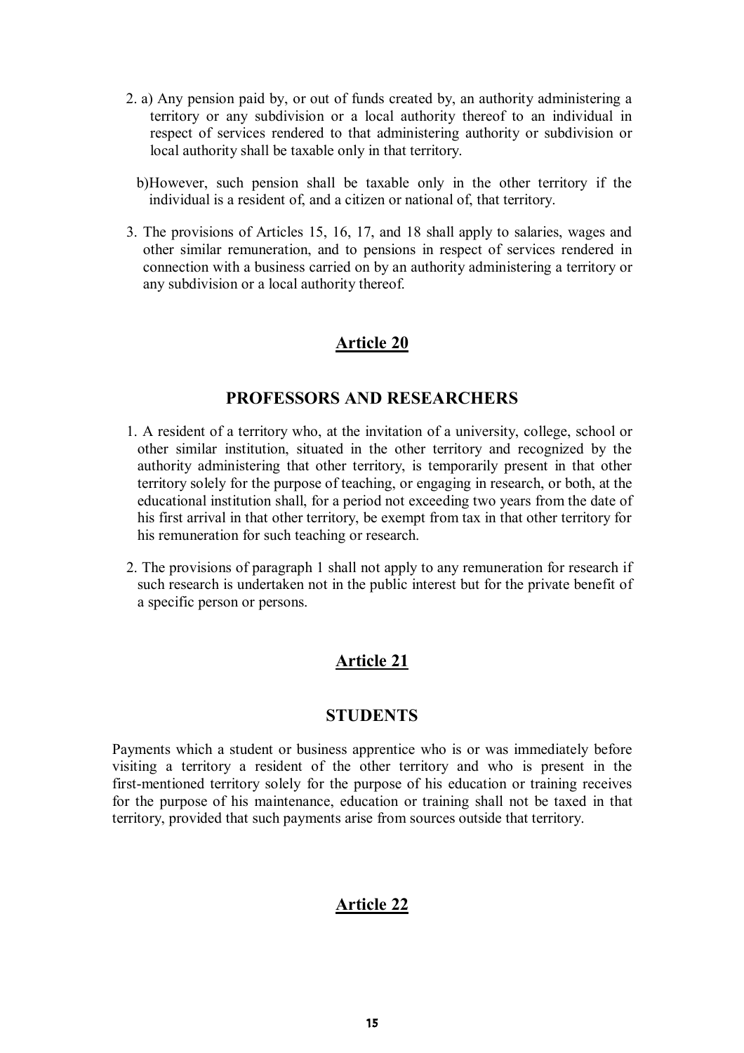2. a) Any pension paid by, or out of funds created by, an authority administering a territory or any subdivision or a local authority thereof to an individual in respect of services rendered to that administering authority or subdivision or local authority shall be taxable only in that territory.

   b)However, such pension shall be taxable only in the other territory if the individual is a resident of, and a citizen or national of, that territory.

3. The provisions of Articles 15, 16, 17, and 18 shall apply to salaries, wages and other similar remuneration, and to pensions in respect of services rendered in connection with a business carried on by an authority administering a territory or any subdivision or a local authority thereof.

## Article 20

## PROFESSORS AND RESEARCHERS

1. A resident of a territory who, at the invitation of a university, college, school or other similar institution, situated in the other territory and recognized by the authority administering that other territory, is temporarily present in that other territory solely for the purpose of teaching, or engaging in research, or both, at the educational institution shall, for a period not exceeding two years from the date of his first arrival in that other territory, be exempt from tax in that other territory for his remuneration for such teaching or research.

2. The provisions of paragraph 1 shall not apply to any remuneration for research if such research is undertaken not in the public interest but for the private benefit of a specific person or persons.

## Article 21

## STUDENTS

Payments which a student or business apprentice who is or was immediately before visiting a territory a resident of the other territory and who is present in the first-mentioned territory solely for the purpose of his education or training receives for the purpose of his maintenance, education or training shall not be taxed in that territory, provided that such payments arise from sources outside that territory.

## Article 22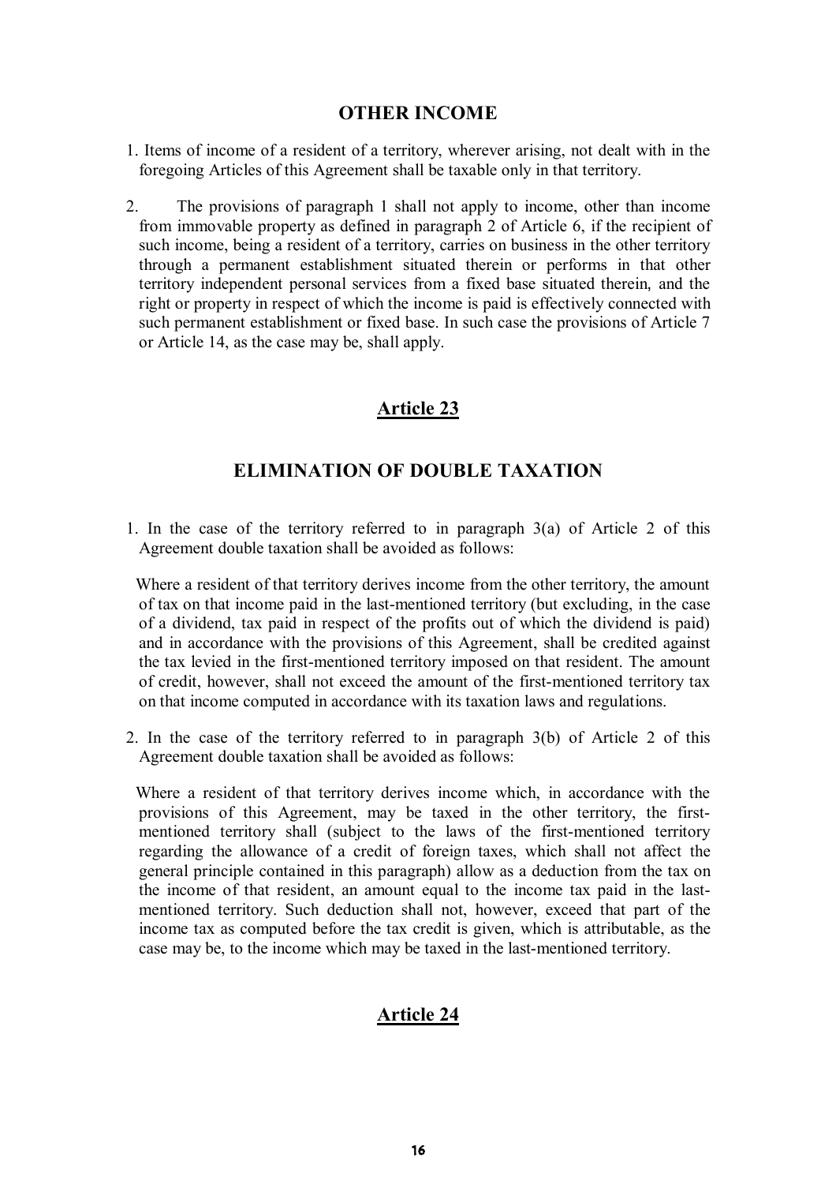## OTHER INCOME

1. Items of income of a resident of a territory, wherever arising, not dealt with in the foregoing Articles of this Agreement shall be taxable only in that territory.

2. The provisions of paragraph 1 shall not apply to income, other than income from immovable property as defined in paragraph 2 of Article 6, if the recipient of such income, being a resident of a territory, carries on business in the other territory through a permanent establishment situated therein or performs in that other territory independent personal services from a fixed base situated therein, and the right or property in respect of which the income is paid is effectively connected with such permanent establishment or fixed base. In such case the provisions of Article 7 or Article 14, as the case may be, shall apply.

## Article 23

## ELIMINATION OF DOUBLE TAXATION

1. In the case of the territory referred to in paragraph 3(a) of Article 2 of this Agreement double taxation shall be avoided as follows:

   Where a resident of that territory derives income from the other territory, the amount of tax on that income paid in the last-mentioned territory (but excluding, in the case of a dividend, tax paid in respect of the profits out of which the dividend is paid) and in accordance with the provisions of this Agreement, shall be credited against the tax levied in the first-mentioned territory imposed on that resident. The amount of credit, however, shall not exceed the amount of the first-mentioned territory tax on that income computed in accordance with its taxation laws and regulations.

2. In the case of the territory referred to in paragraph 3(b) of Article 2 of this Agreement double taxation shall be avoided as follows:

   Where a resident of that territory derives income which, in accordance with the provisions of this Agreement, may be taxed in the other territory, the first-mentioned territory shall (subject to the laws of the first-mentioned territory regarding the allowance of a credit of foreign taxes, which shall not affect the general principle contained in this paragraph) allow as a deduction from the tax on the income of that resident, an amount equal to the income tax paid in the last-mentioned territory. Such deduction shall not, however, exceed that part of the income tax as computed before the tax credit is given, which is attributable, as the case may be, to the income which may be taxed in the last-mentioned territory.

## Article 24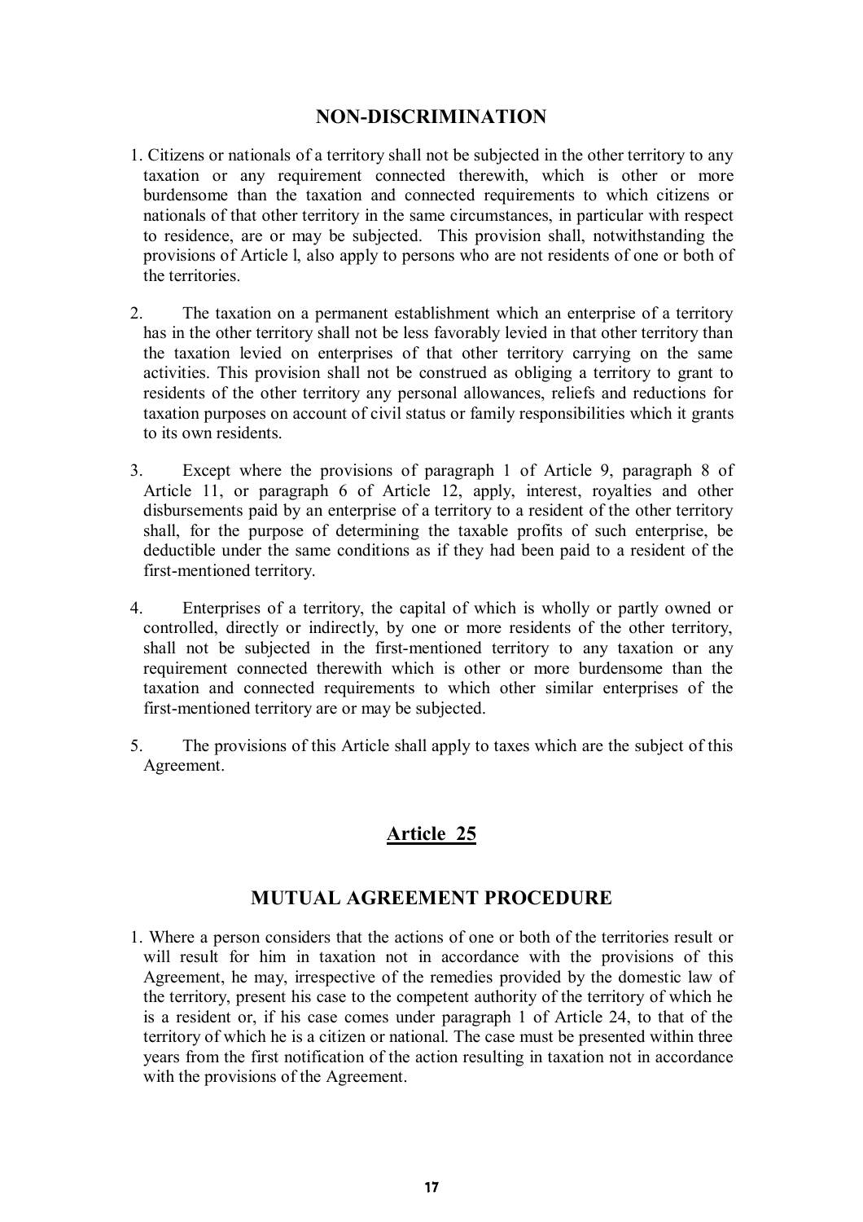## NON-DISCRIMINATION

1. Citizens or nationals of a territory shall not be subjected in the other territory to any taxation or any requirement connected therewith, which is other or more burdensome than the taxation and connected requirements to which citizens or nationals of that other territory in the same circumstances, in particular with respect to residence, are or may be subjected. This provision shall, notwithstanding the provisions of Article l, also apply to persons who are not residents of one or both of the territories.

2. The taxation on a permanent establishment which an enterprise of a territory has in the other territory shall not be less favorably levied in that other territory than the taxation levied on enterprises of that other territory carrying on the same activities. This provision shall not be construed as obliging a territory to grant to residents of the other territory any personal allowances, reliefs and reductions for taxation purposes on account of civil status or family responsibilities which it grants to its own residents.

3. Except where the provisions of paragraph 1 of Article 9, paragraph 8 of Article 11, or paragraph 6 of Article 12, apply, interest, royalties and other disbursements paid by an enterprise of a territory to a resident of the other territory shall, for the purpose of determining the taxable profits of such enterprise, be deductible under the same conditions as if they had been paid to a resident of the first-mentioned territory.

4. Enterprises of a territory, the capital of which is wholly or partly owned or controlled, directly or indirectly, by one or more residents of the other territory, shall not be subjected in the first-mentioned territory to any taxation or any requirement connected therewith which is other or more burdensome than the taxation and connected requirements to which other similar enterprises of the first-mentioned territory are or may be subjected.

5. The provisions of this Article shall apply to taxes which are the subject of this Agreement.

## Article 25

## MUTUAL AGREEMENT PROCEDURE

1. Where a person considers that the actions of one or both of the territories result or will result for him in taxation not in accordance with the provisions of this Agreement, he may, irrespective of the remedies provided by the domestic law of the territory, present his case to the competent authority of the territory of which he is a resident or, if his case comes under paragraph 1 of Article 24, to that of the territory of which he is a citizen or national. The case must be presented within three years from the first notification of the action resulting in taxation not in accordance with the provisions of the Agreement.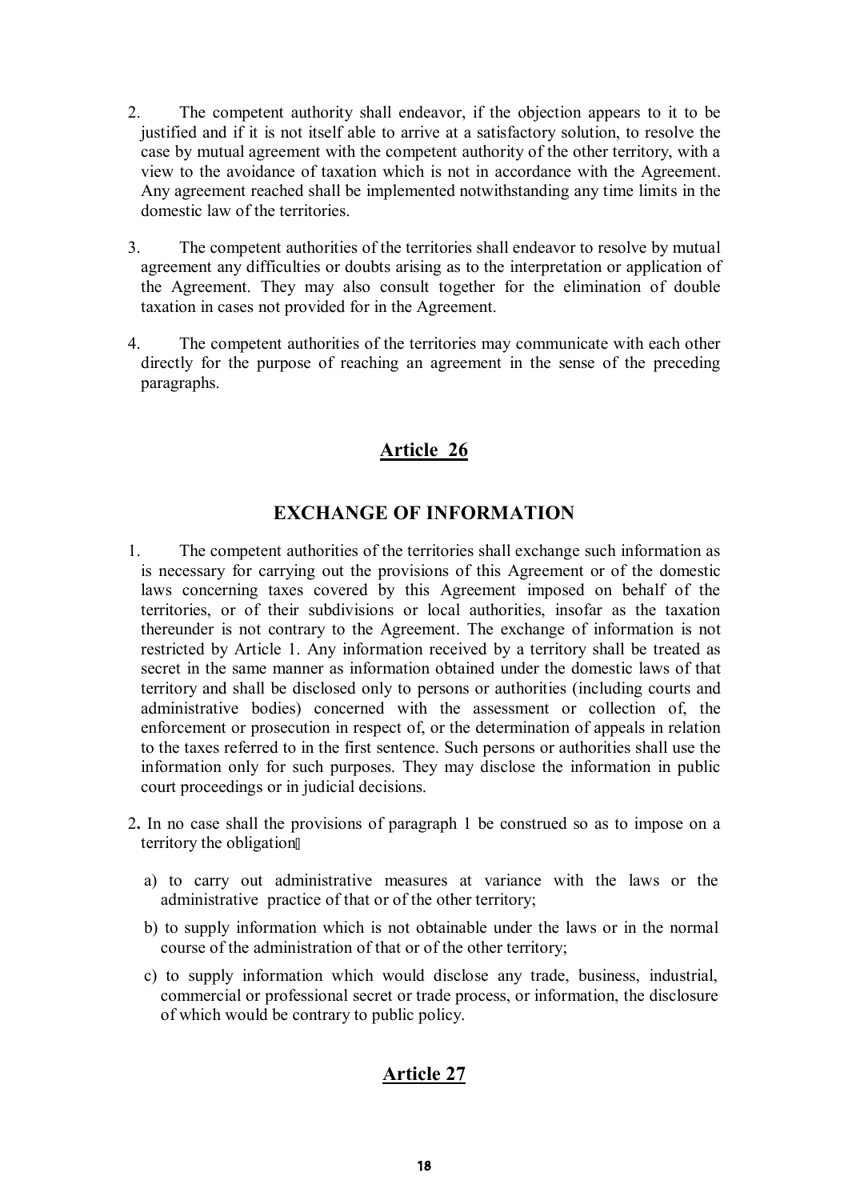2. The competent authority shall endeavor, if the objection appears to it to be justified and if it is not itself able to arrive at a satisfactory solution, to resolve the case by mutual agreement with the competent authority of the other territory, with a view to the avoidance of taxation which is not in accordance with the Agreement. Any agreement reached shall be implemented notwithstanding any time limits in the domestic law of the territories.

3. The competent authorities of the territories shall endeavor to resolve by mutual agreement any difficulties or doubts arising as to the interpretation or application of the Agreement. They may also consult together for the elimination of double taxation in cases not provided for in the Agreement.

4. The competent authorities of the territories may communicate with each other directly for the purpose of reaching an agreement in the sense of the preceding paragraphs.

## Article 26

## EXCHANGE OF INFORMATION

1. The competent authorities of the territories shall exchange such information as is necessary for carrying out the provisions of this Agreement or of the domestic laws concerning taxes covered by this Agreement imposed on behalf of the territories, or of their subdivisions or local authorities, insofar as the taxation thereunder is not contrary to the Agreement. The exchange of information is not restricted by Article 1. Any information received by a territory shall be treated as secret in the same manner as information obtained under the domestic laws of that territory and shall be disclosed only to persons or authorities (including courts and administrative bodies) concerned with the assessment or collection of, the enforcement or prosecution in respect of, or the determination of appeals in relation to the taxes referred to in the first sentence. Such persons or authorities shall use the information only for such purposes. They may disclose the information in public court proceedings or in judicial decisions.

2. In no case shall the provisions of paragraph 1 be construed so as to impose on a territory the obligation:

   a) to carry out administrative measures at variance with the laws or the administrative practice of that or of the other territory;

   b) to supply information which is not obtainable under the laws or in the normal course of the administration of that or of the other territory;

   c) to supply information which would disclose any trade, business, industrial, commercial or professional secret or trade process, or information, the disclosure of which would be contrary to public policy.

## Article 27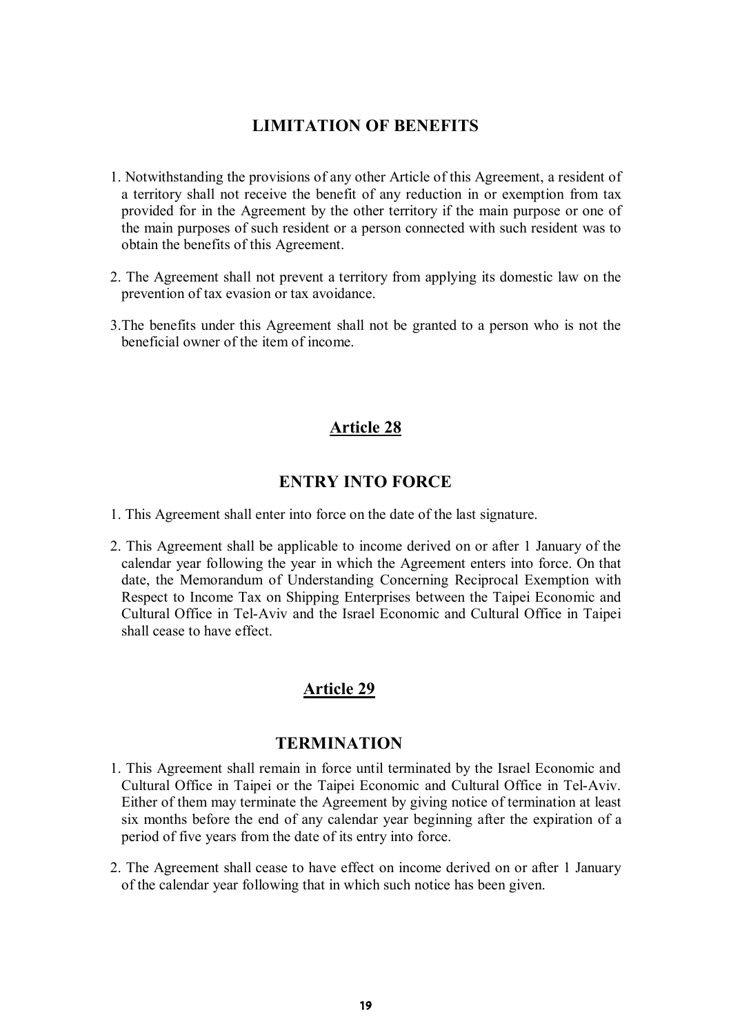## LIMITATION OF BENEFITS

1. Notwithstanding the provisions of any other Article of this Agreement, a resident of a territory shall not receive the benefit of any reduction in or exemption from tax provided for in the Agreement by the other territory if the main purpose or one of the main purposes of such resident or a person connected with such resident was to obtain the benefits of this Agreement.

2. The Agreement shall not prevent a territory from applying its domestic law on the prevention of tax evasion or tax avoidance.

3. The benefits under this Agreement shall not be granted to a person who is not the beneficial owner of the item of income.

## Article 28

## ENTRY INTO FORCE

1. This Agreement shall enter into force on the date of the last signature.

2. This Agreement shall be applicable to income derived on or after 1 January of the calendar year following the year in which the Agreement enters into force. On that date, the Memorandum of Understanding Concerning Reciprocal Exemption with Respect to Income Tax on Shipping Enterprises between the Taipei Economic and Cultural Office in Tel-Aviv and the Israel Economic and Cultural Office in Taipei shall cease to have effect.

## Article 29

## TERMINATION

1. This Agreement shall remain in force until terminated by the Israel Economic and Cultural Office in Taipei or the Taipei Economic and Cultural Office in Tel-Aviv. Either of them may terminate the Agreement by giving notice of termination at least six months before the end of any calendar year beginning after the expiration of a period of five years from the date of its entry into force.

2. The Agreement shall cease to have effect on income derived on or after 1 January of the calendar year following that in which such notice has been given.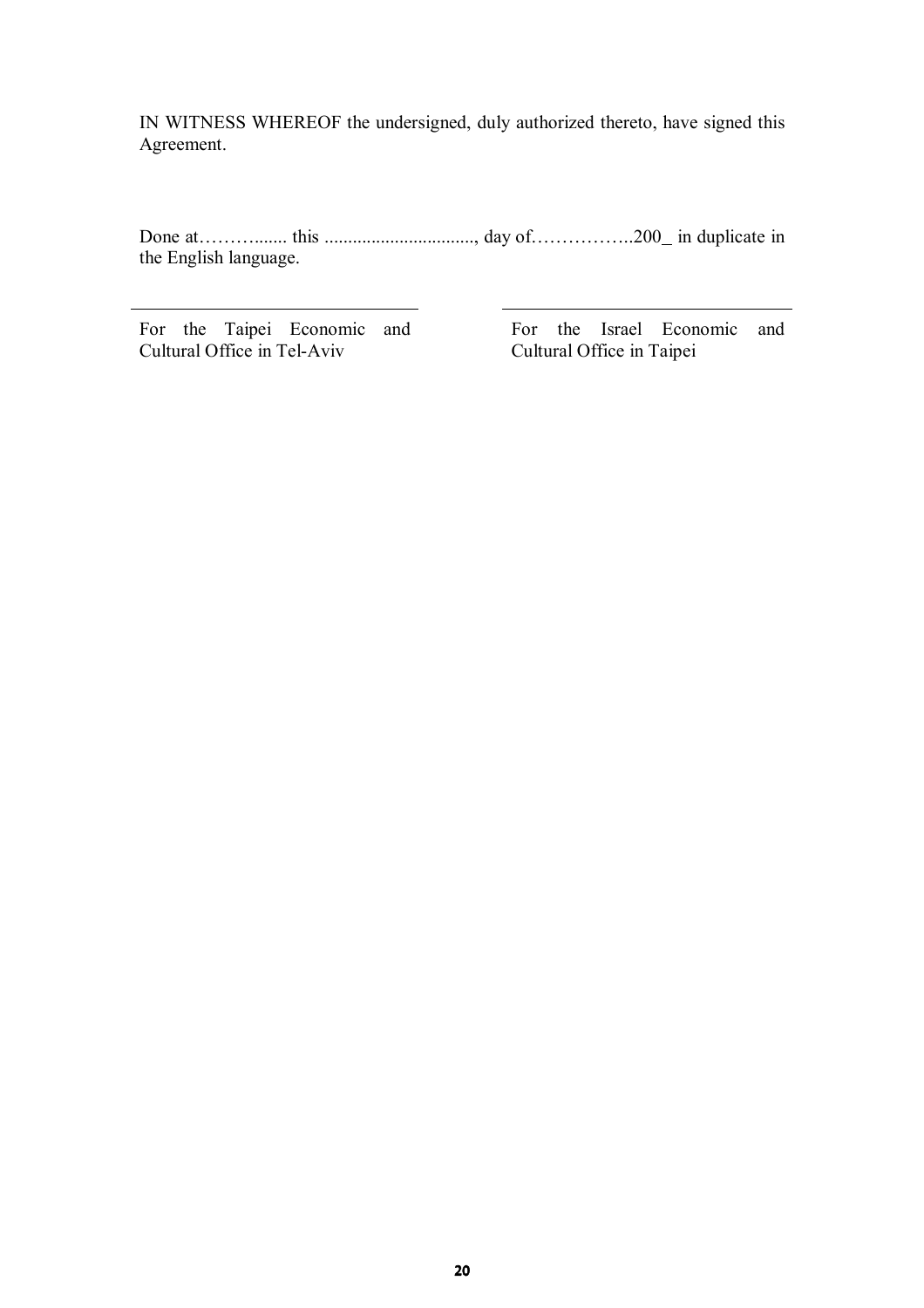IN WITNESS WHEREOF the undersigned, duly authorized thereto, have signed this Agreement.

Done at………....... this ................................, day of……………..200_ in duplicate in the English language.

| _________________________________ | _________________________________ |
|---|---|
| For the Taipei Economic and Cultural Office in Tel-Aviv | For the Israel Economic and Cultural Office in Taipei |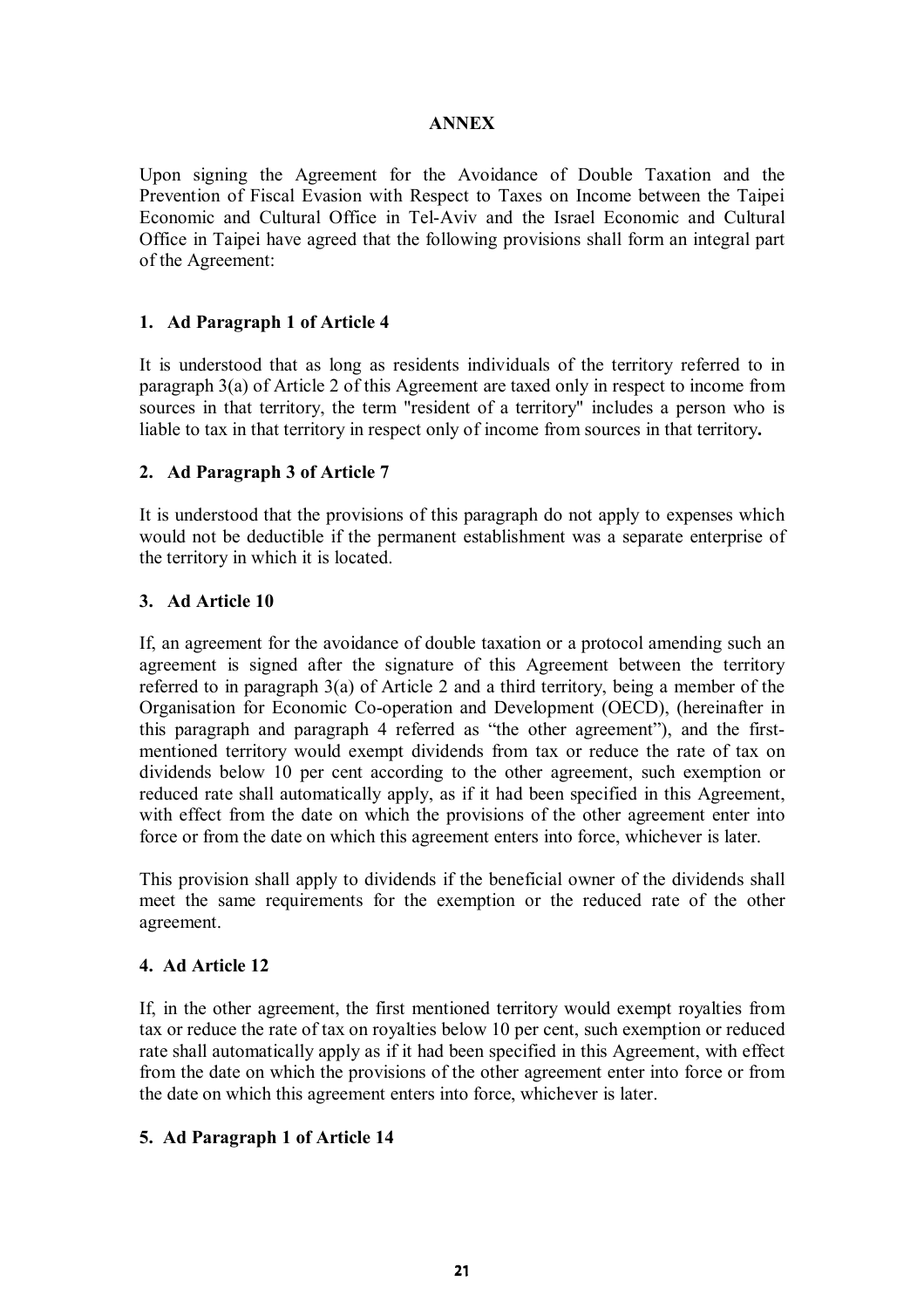# ANNEX

Upon signing the Agreement for the Avoidance of Double Taxation and the Prevention of Fiscal Evasion with Respect to Taxes on Income between the Taipei Economic and Cultural Office in Tel-Aviv and the Israel Economic and Cultural Office in Taipei have agreed that the following provisions shall form an integral part of the Agreement:

## 1. Ad Paragraph 1 of Article 4

It is understood that as long as residents individuals of the territory referred to in paragraph 3(a) of Article 2 of this Agreement are taxed only in respect to income from sources in that territory, the term "resident of a territory" includes a person who is liable to tax in that territory in respect only of income from sources in that territory**.**

## 2. Ad Paragraph 3 of Article 7

It is understood that the provisions of this paragraph do not apply to expenses which would not be deductible if the permanent establishment was a separate enterprise of the territory in which it is located.

## 3. Ad Article 10

If, an agreement for the avoidance of double taxation or a protocol amending such an agreement is signed after the signature of this Agreement between the territory referred to in paragraph 3(a) of Article 2 and a third territory, being a member of the Organisation for Economic Co-operation and Development (OECD), (hereinafter in this paragraph and paragraph 4 referred as "the other agreement"), and the first-mentioned territory would exempt dividends from tax or reduce the rate of tax on dividends below 10 per cent according to the other agreement, such exemption or reduced rate shall automatically apply, as if it had been specified in this Agreement, with effect from the date on which the provisions of the other agreement enter into force or from the date on which this agreement enters into force, whichever is later.

This provision shall apply to dividends if the beneficial owner of the dividends shall meet the same requirements for the exemption or the reduced rate of the other agreement.

## 4. Ad Article 12

If, in the other agreement, the first mentioned territory would exempt royalties from tax or reduce the rate of tax on royalties below 10 per cent, such exemption or reduced rate shall automatically apply as if it had been specified in this Agreement, with effect from the date on which the provisions of the other agreement enter into force or from the date on which this agreement enters into force, whichever is later.

## 5. Ad Paragraph 1 of Article 14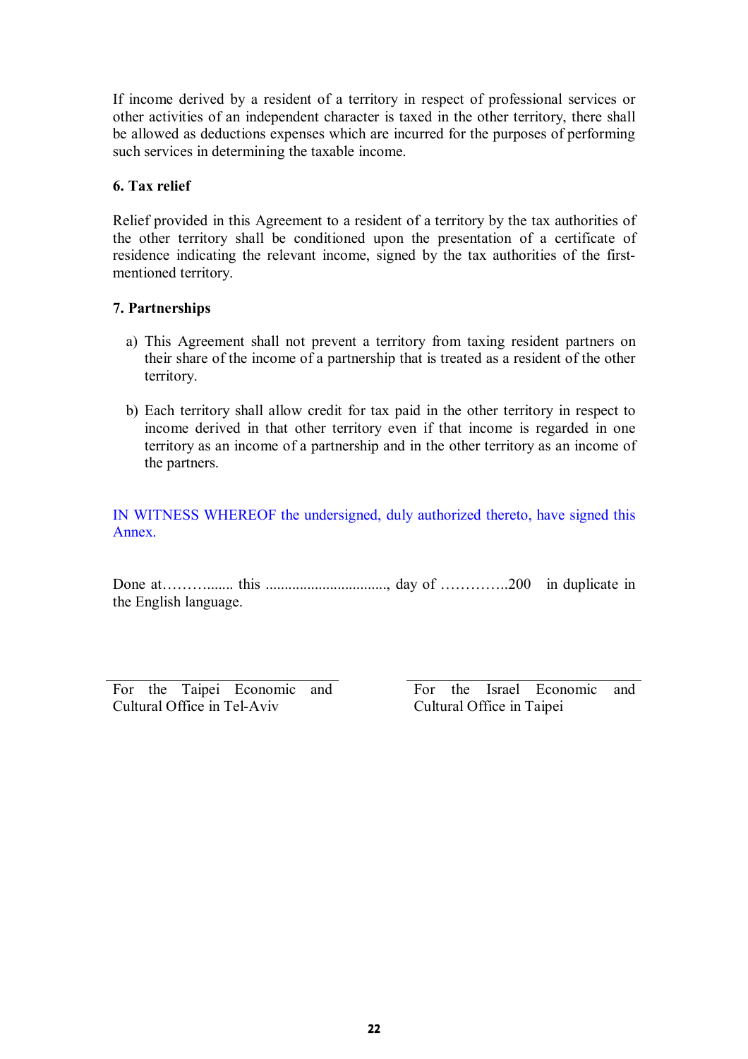If income derived by a resident of a territory in respect of professional services or other activities of an independent character is taxed in the other territory, there shall be allowed as deductions expenses which are incurred for the purposes of performing such services in determining the taxable income.

**6. Tax relief**

Relief provided in this Agreement to a resident of a territory by the tax authorities of the other territory shall be conditioned upon the presentation of a certificate of residence indicating the relevant income, signed by the tax authorities of the first-mentioned territory.

**7. Partnerships**

a) This Agreement shall not prevent a territory from taxing resident partners on their share of the income of a partnership that is treated as a resident of the other territory.

b) Each territory shall allow credit for tax paid in the other territory in respect to income derived in that other territory even if that income is regarded in one territory as an income of a partnership and in the other territory as an income of the partners.

IN WITNESS WHEREOF the undersigned, duly authorized thereto, have signed this Annex.

Done at…………...... this ................................, day of …………..200 in duplicate in the English language.

For the Taipei Economic and Cultural Office in Tel-Aviv

For the Israel Economic and Cultural Office in Taipei